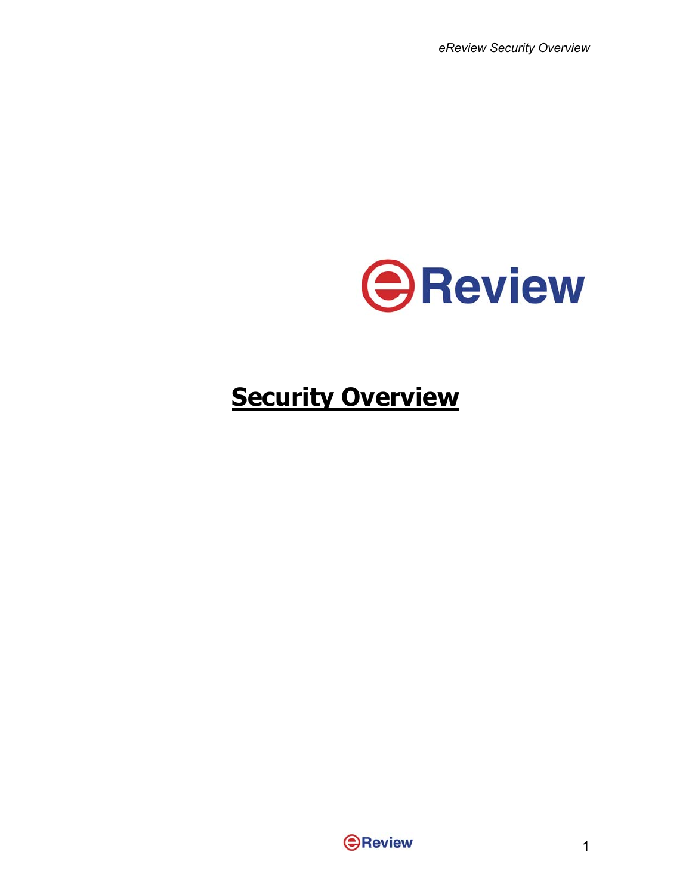eReview

# Security Overview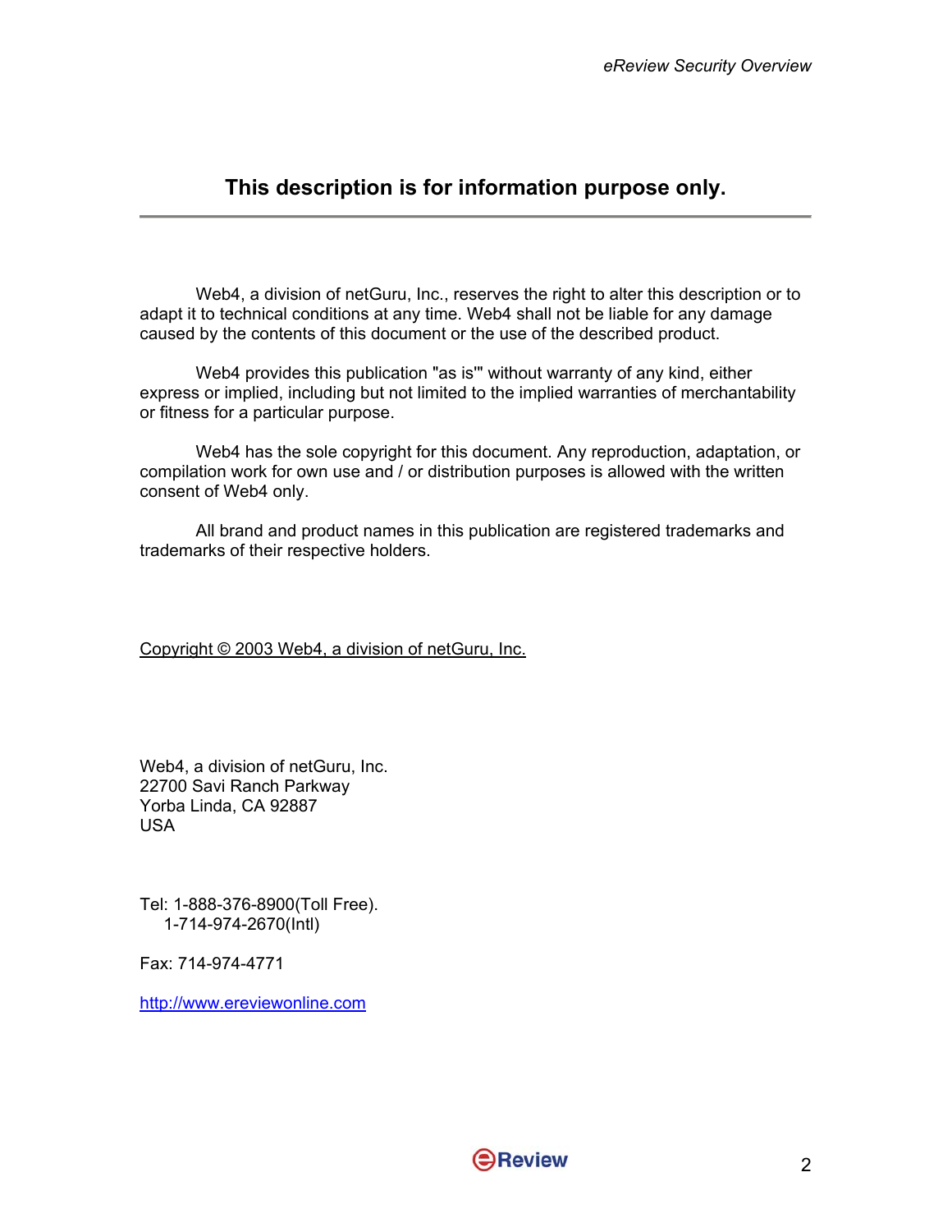## This description is for information purpose only.

Web4, a division of netGuru, Inc., reserves the right to alter this description or to adapt it to technical conditions at any time. Web4 shall not be liable for any damage caused by the contents of this document or the use of the described product.

Web4 provides this publication "as is'" without warranty of any kind, either express or implied, including but not limited to the implied warranties of merchantability or fitness for a particular purpose.

Web4 has the sole copyright for this document. Any reproduction, adaptation, or compilation work for own use and / or distribution purposes is allowed with the written consent of Web4 only.

All brand and product names in this publication are registered trademarks and trademarks of their respective holders.

Copyright © 2003 Web4, a division of netGuru, Inc.

Web4, a division of netGuru, Inc.
22700 Savi Ranch Parkway
Yorba Linda, CA 92887
USA

Tel: 1-888-376-8900(Toll Free).
1-714-974-2670(Intl)

Fax: 714-974-4771

http://www.ereviewonline.com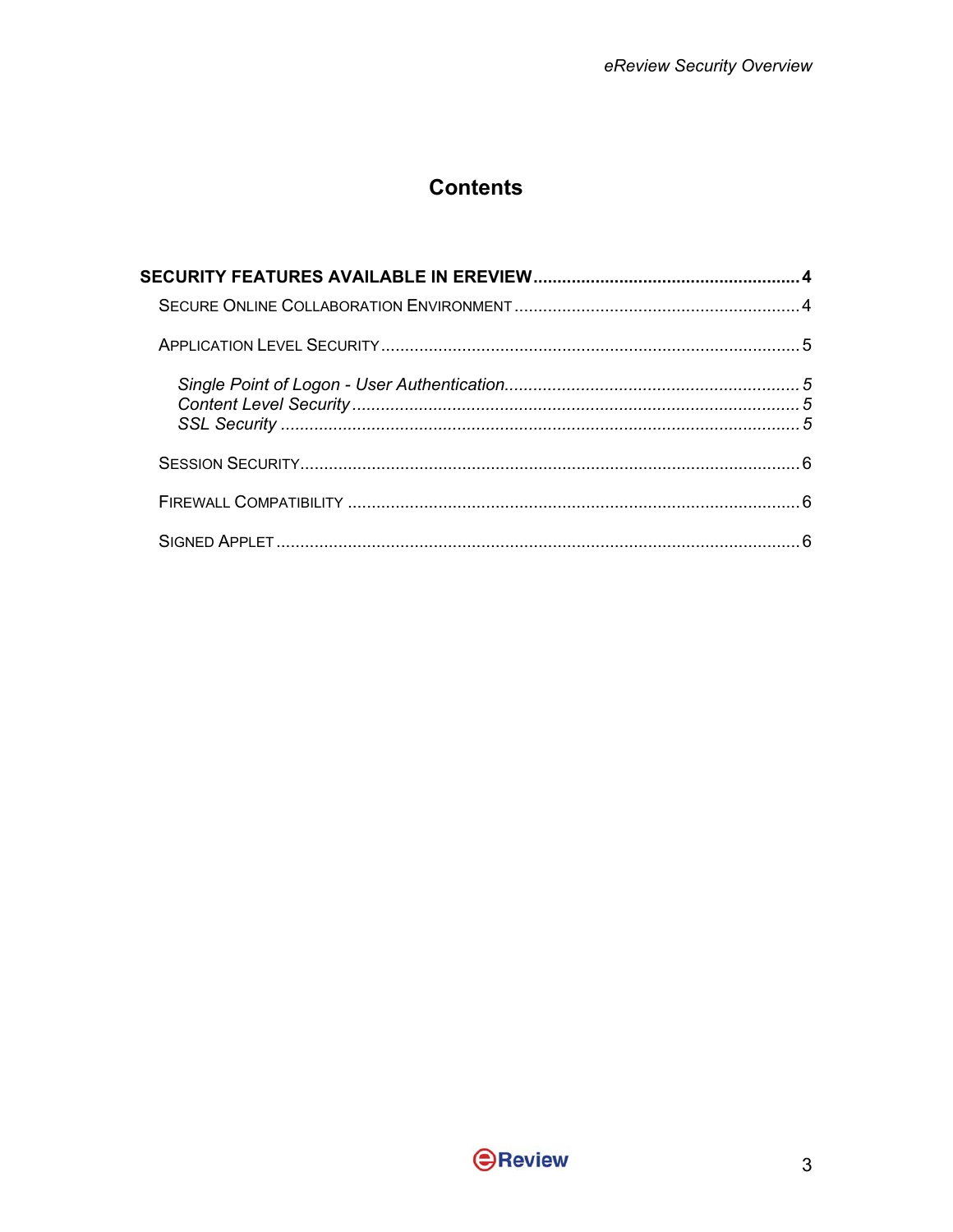# Contents

**SECURITY FEATURES AVAILABLE IN EREVIEW** .......................................................... **4**

SECURE ONLINE COLLABORATION ENVIRONMENT ............................................................ 4

APPLICATION LEVEL SECURITY ........................................................................................ 5

*Single Point of Logon - User Authentication* .............................................................. *5*
*Content Level Security* .............................................................................................. *5*
*SSL Security* ............................................................................................................. *5*

SESSION SECURITY ........................................................................................................ 6

FIREWALL COMPATIBILITY .............................................................................................. 6

SIGNED APPLET ............................................................................................................. 6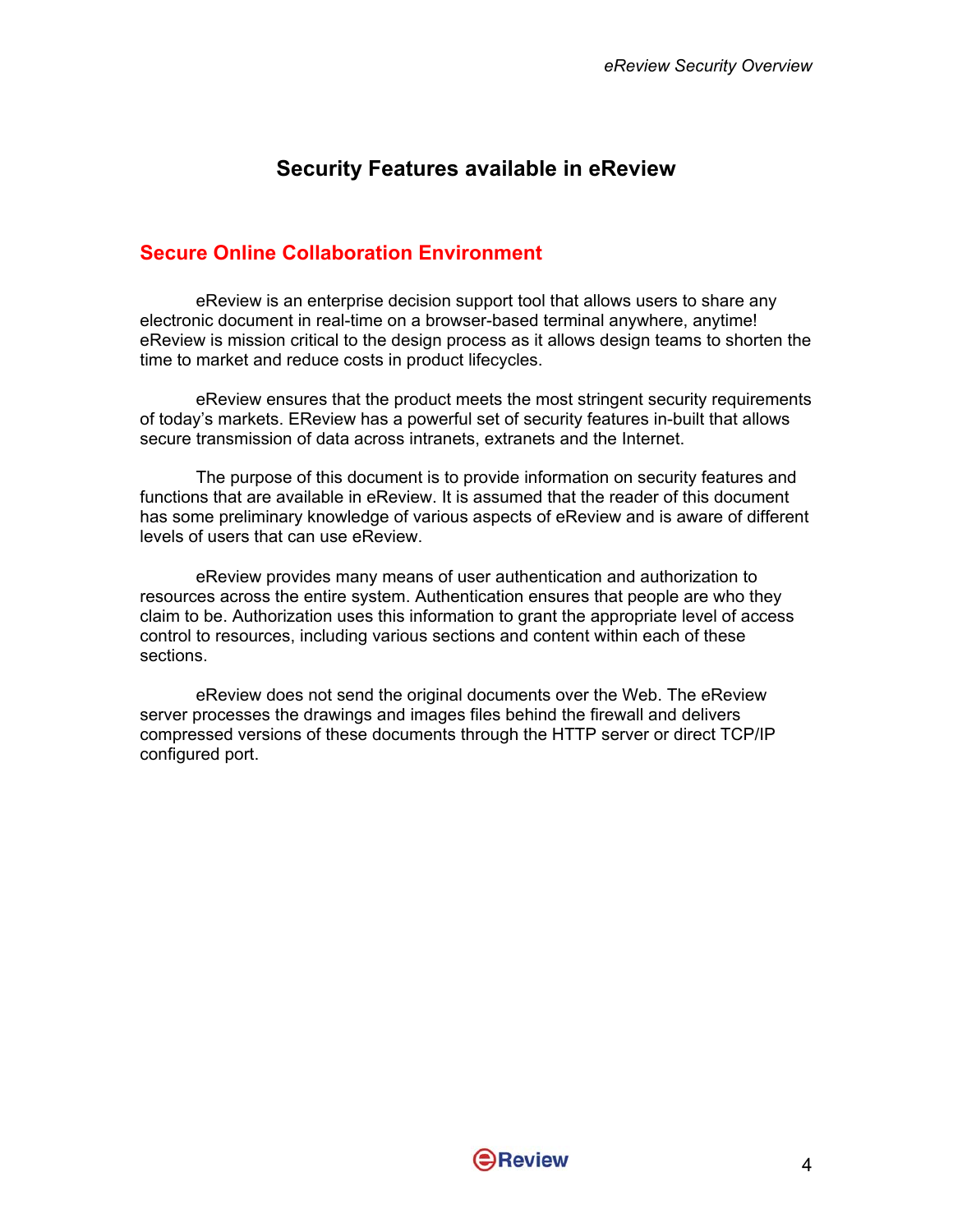# Security Features available in eReview

## Secure Online Collaboration Environment

eReview is an enterprise decision support tool that allows users to share any electronic document in real-time on a browser-based terminal anywhere, anytime! eReview is mission critical to the design process as it allows design teams to shorten the time to market and reduce costs in product lifecycles.

eReview ensures that the product meets the most stringent security requirements of today's markets. EReview has a powerful set of security features in-built that allows secure transmission of data across intranets, extranets and the Internet.

The purpose of this document is to provide information on security features and functions that are available in eReview. It is assumed that the reader of this document has some preliminary knowledge of various aspects of eReview and is aware of different levels of users that can use eReview.

eReview provides many means of user authentication and authorization to resources across the entire system. Authentication ensures that people are who they claim to be. Authorization uses this information to grant the appropriate level of access control to resources, including various sections and content within each of these sections.

eReview does not send the original documents over the Web. The eReview server processes the drawings and images files behind the firewall and delivers compressed versions of these documents through the HTTP server or direct TCP/IP configured port.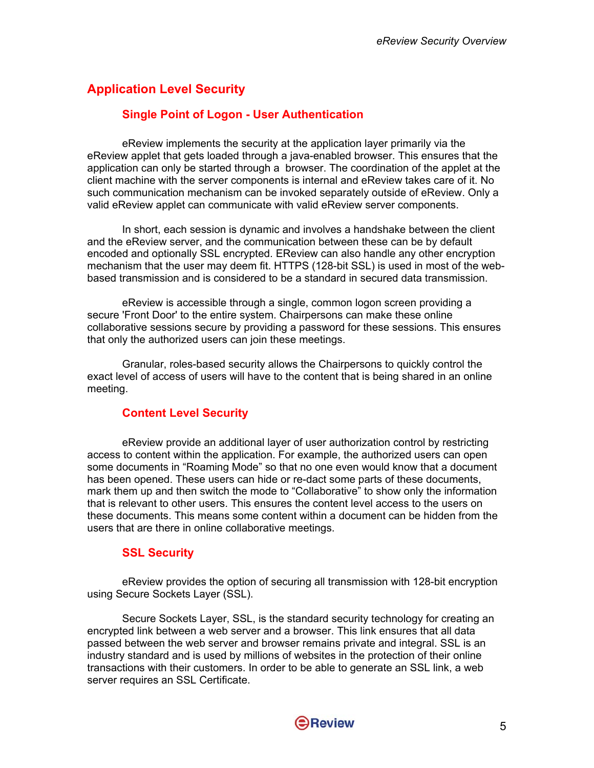## Application Level Security

### Single Point of Logon - User Authentication

eReview implements the security at the application layer primarily via the eReview applet that gets loaded through a java-enabled browser. This ensures that the application can only be started through a browser. The coordination of the applet at the client machine with the server components is internal and eReview takes care of it. No such communication mechanism can be invoked separately outside of eReview. Only a valid eReview applet can communicate with valid eReview server components.

In short, each session is dynamic and involves a handshake between the client and the eReview server, and the communication between these can be by default encoded and optionally SSL encrypted. EReview can also handle any other encryption mechanism that the user may deem fit. HTTPS (128-bit SSL) is used in most of the web-based transmission and is considered to be a standard in secured data transmission.

eReview is accessible through a single, common logon screen providing a secure 'Front Door' to the entire system. Chairpersons can make these online collaborative sessions secure by providing a password for these sessions. This ensures that only the authorized users can join these meetings.

Granular, roles-based security allows the Chairpersons to quickly control the exact level of access of users will have to the content that is being shared in an online meeting.

### Content Level Security

eReview provide an additional layer of user authorization control by restricting access to content within the application. For example, the authorized users can open some documents in “Roaming Mode” so that no one even would know that a document has been opened. These users can hide or re-dact some parts of these documents, mark them up and then switch the mode to “Collaborative” to show only the information that is relevant to other users. This ensures the content level access to the users on these documents. This means some content within a document can be hidden from the users that are there in online collaborative meetings.

### SSL Security

eReview provides the option of securing all transmission with 128-bit encryption using Secure Sockets Layer (SSL).

Secure Sockets Layer, SSL, is the standard security technology for creating an encrypted link between a web server and a browser. This link ensures that all data passed between the web server and browser remains private and integral. SSL is an industry standard and is used by millions of websites in the protection of their online transactions with their customers. In order to be able to generate an SSL link, a web server requires an SSL Certificate.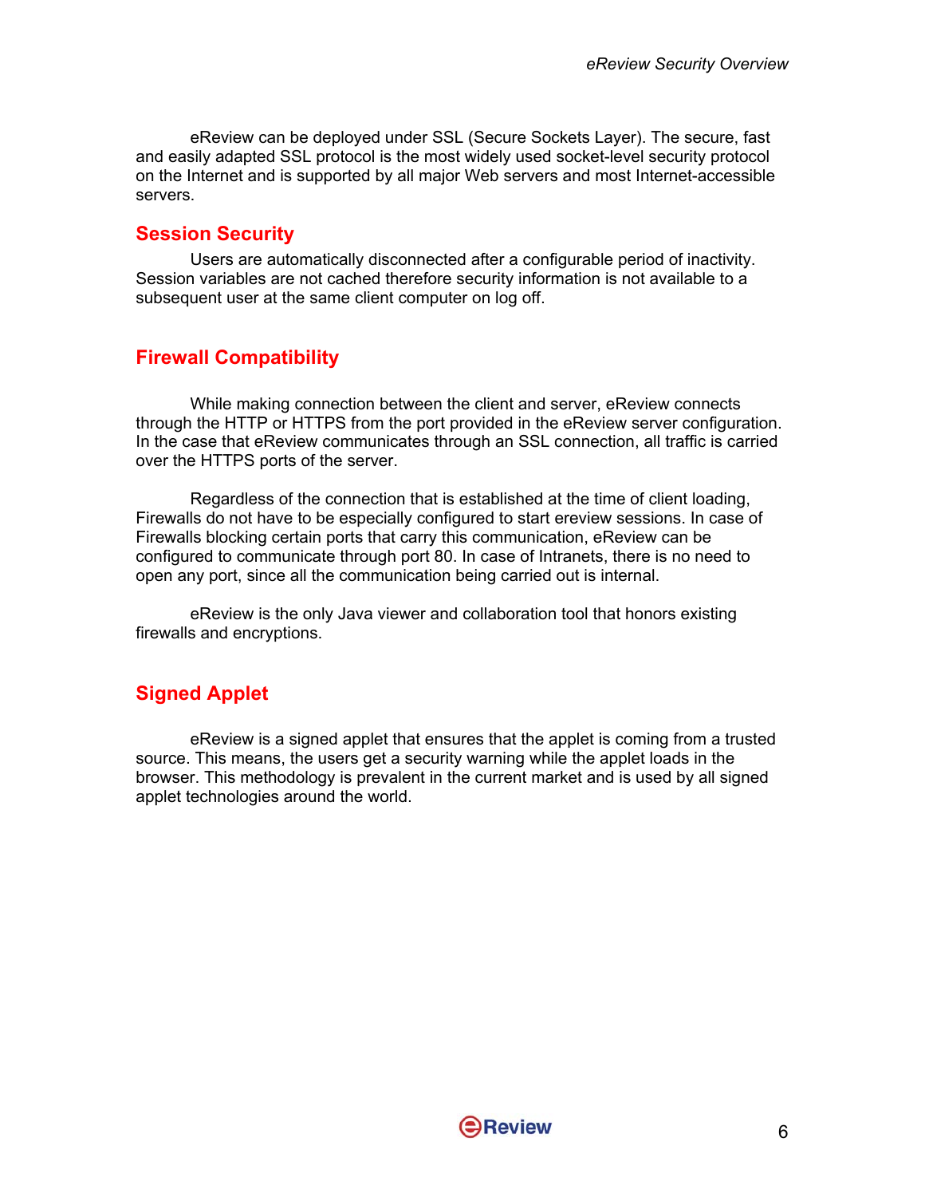eReview can be deployed under SSL (Secure Sockets Layer). The secure, fast and easily adapted SSL protocol is the most widely used socket-level security protocol on the Internet and is supported by all major Web servers and most Internet-accessible servers.

## Session Security

Users are automatically disconnected after a configurable period of inactivity. Session variables are not cached therefore security information is not available to a subsequent user at the same client computer on log off.

## Firewall Compatibility

While making connection between the client and server, eReview connects through the HTTP or HTTPS from the port provided in the eReview server configuration. In the case that eReview communicates through an SSL connection, all traffic is carried over the HTTPS ports of the server.

Regardless of the connection that is established at the time of client loading, Firewalls do not have to be especially configured to start ereview sessions. In case of Firewalls blocking certain ports that carry this communication, eReview can be configured to communicate through port 80. In case of Intranets, there is no need to open any port, since all the communication being carried out is internal.

eReview is the only Java viewer and collaboration tool that honors existing firewalls and encryptions.

## Signed Applet

eReview is a signed applet that ensures that the applet is coming from a trusted source. This means, the users get a security warning while the applet loads in the browser. This methodology is prevalent in the current market and is used by all signed applet technologies around the world.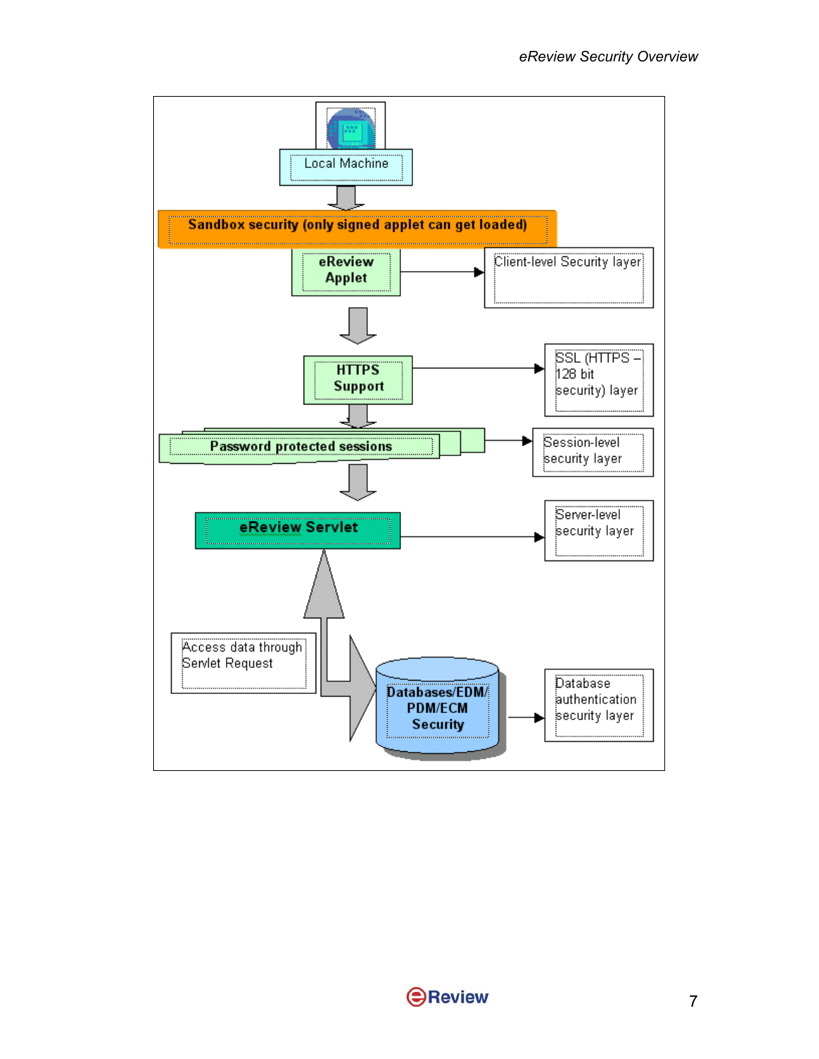Local Machine

Sandbox security (only signed applet can get loaded)

eReview Applet

Client-level Security layer

HTTPS Support

SSL (HTTPS – 128 bit security) layer

Password protected sessions

Session-level security layer

eReview Servlet

Server-level security layer

Access data through Servlet Request

Databases/EDM/ PDM/ECM Security

Database authentication security layer